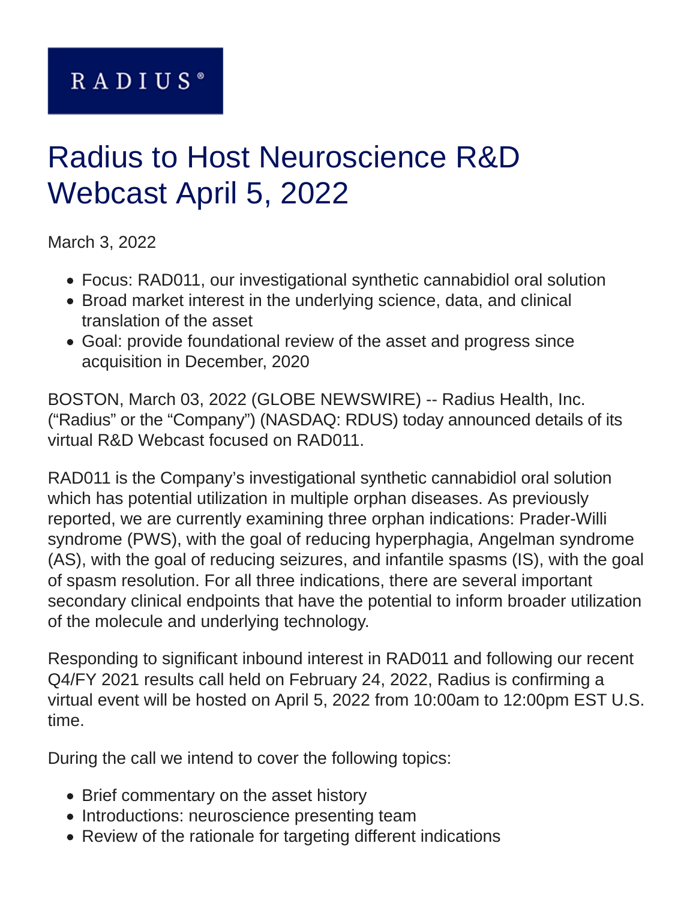RADIUS®

# Radius to Host Neuroscience R&D Webcast April 5, 2022

March 3, 2022

- Focus: RAD011, our investigational synthetic cannabidiol oral solution
- Broad market interest in the underlying science, data, and clinical translation of the asset
- Goal: provide foundational review of the asset and progress since acquisition in December, 2020

BOSTON, March 03, 2022 (GLOBE NEWSWIRE) -- Radius Health, Inc. ("Radius" or the "Company") (NASDAQ: RDUS) today announced details of its virtual R&D Webcast focused on RAD011.

RAD011 is the Company's investigational synthetic cannabidiol oral solution which has potential utilization in multiple orphan diseases. As previously reported, we are currently examining three orphan indications: Prader-Willi syndrome (PWS), with the goal of reducing hyperphagia, Angelman syndrome (AS), with the goal of reducing seizures, and infantile spasms (IS), with the goal of spasm resolution. For all three indications, there are several important secondary clinical endpoints that have the potential to inform broader utilization of the molecule and underlying technology.

Responding to significant inbound interest in RAD011 and following our recent Q4/FY 2021 results call held on February 24, 2022, Radius is confirming a virtual event will be hosted on April 5, 2022 from 10:00am to 12:00pm EST U.S. time.

During the call we intend to cover the following topics:

- Brief commentary on the asset history
- Introductions: neuroscience presenting team
- Review of the rationale for targeting different indications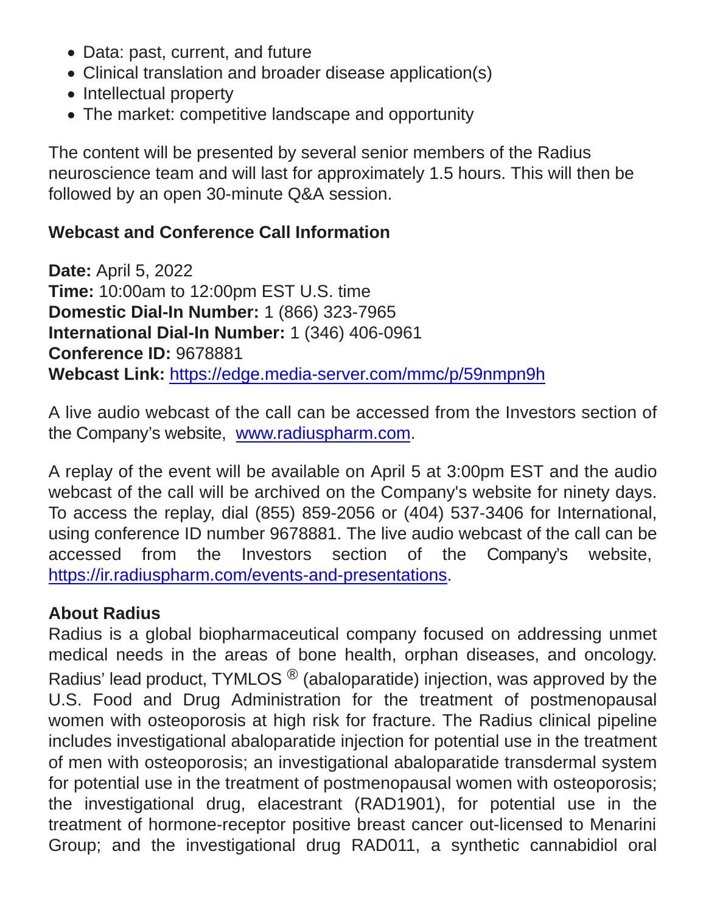- Data: past, current, and future
- Clinical translation and broader disease application(s)
- Intellectual property
- The market: competitive landscape and opportunity

The content will be presented by several senior members of the Radius neuroscience team and will last for approximately 1.5 hours. This will then be followed by an open 30-minute Q&A session.

**Webcast and Conference Call Information**

**Date:** April 5, 2022
**Time:** 10:00am to 12:00pm EST U.S. time
**Domestic Dial-In Number:** 1 (866) 323-7965
**International Dial-In Number:** 1 (346) 406-0961
**Conference ID:** 9678881
**Webcast Link:** https://edge.media-server.com/mmc/p/59nmpn9h

A live audio webcast of the call can be accessed from the Investors section of the Company's website, www.radiuspharm.com.

A replay of the event will be available on April 5 at 3:00pm EST and the audio webcast of the call will be archived on the Company's website for ninety days. To access the replay, dial (855) 859-2056 or (404) 537-3406 for International, using conference ID number 9678881. The live audio webcast of the call can be accessed from the Investors section of the Company's website, https://ir.radiuspharm.com/events-and-presentations.

**About Radius**
Radius is a global biopharmaceutical company focused on addressing unmet medical needs in the areas of bone health, orphan diseases, and oncology. Radius' lead product, TYMLOS ® (abaloparatide) injection, was approved by the U.S. Food and Drug Administration for the treatment of postmenopausal women with osteoporosis at high risk for fracture. The Radius clinical pipeline includes investigational abaloparatide injection for potential use in the treatment of men with osteoporosis; an investigational abaloparatide transdermal system for potential use in the treatment of postmenopausal women with osteoporosis; the investigational drug, elacestrant (RAD1901), for potential use in the treatment of hormone-receptor positive breast cancer out-licensed to Menarini Group; and the investigational drug RAD011, a synthetic cannabidiol oral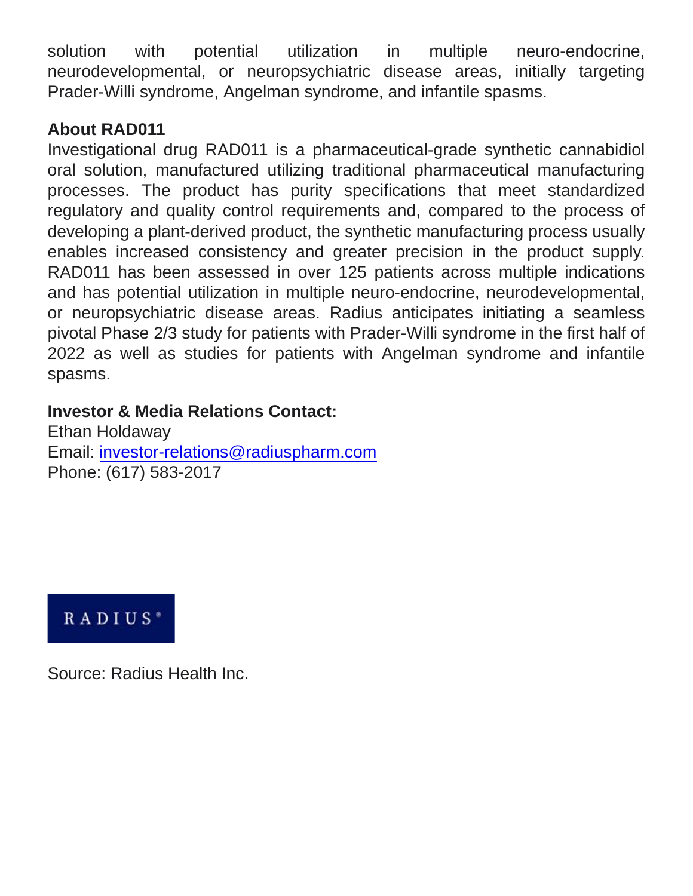solution with potential utilization in multiple neuro-endocrine, neurodevelopmental, or neuropsychiatric disease areas, initially targeting Prader-Willi syndrome, Angelman syndrome, and infantile spasms.

**About RAD011**

Investigational drug RAD011 is a pharmaceutical-grade synthetic cannabidiol oral solution, manufactured utilizing traditional pharmaceutical manufacturing processes. The product has purity specifications that meet standardized regulatory and quality control requirements and, compared to the process of developing a plant-derived product, the synthetic manufacturing process usually enables increased consistency and greater precision in the product supply. RAD011 has been assessed in over 125 patients across multiple indications and has potential utilization in multiple neuro-endocrine, neurodevelopmental, or neuropsychiatric disease areas. Radius anticipates initiating a seamless pivotal Phase 2/3 study for patients with Prader-Willi syndrome in the first half of 2022 as well as studies for patients with Angelman syndrome and infantile spasms.

**Investor & Media Relations Contact:**

Ethan Holdaway
Email: investor-relations@radiuspharm.com
Phone: (617) 583-2017

RADIUS®

Source: Radius Health Inc.